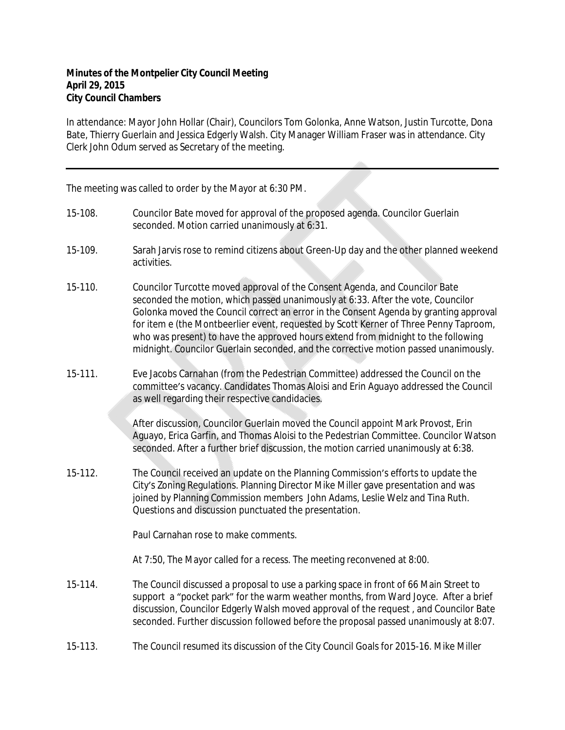**Minutes of the Montpelier City Council Meeting**
**April 29, 2015**
**City Council Chambers**

In attendance: Mayor John Hollar (Chair), Councilors Tom Golonka, Anne Watson, Justin Turcotte, Dona Bate, Thierry Guerlain and Jessica Edgerly Walsh. City Manager William Fraser was in attendance. City Clerk John Odum served as Secretary of the meeting.

---

The meeting was called to order by the Mayor at 6:30 PM.

15-108. Councilor Bate moved for approval of the proposed agenda. Councilor Guerlain seconded. Motion carried unanimously at 6:31.

15-109. Sarah Jarvis rose to remind citizens about Green-Up day and the other planned weekend activities.

15-110. Councilor Turcotte moved approval of the Consent Agenda, and Councilor Bate seconded the motion, which passed unanimously at 6:33. After the vote, Councilor Golonka moved the Council correct an error in the Consent Agenda by granting approval for item e (the Montbeerlier event, requested by Scott Kerner of Three Penny Taproom, who was present) to have the approved hours extend from midnight to the following midnight. Councilor Guerlain seconded, and the corrective motion passed unanimously.

15-111. Eve Jacobs Carnahan (from the Pedestrian Committee) addressed the Council on the committee's vacancy. Candidates Thomas Aloisi and Erin Aguayo addressed the Council as well regarding their respective candidacies.

After discussion, Councilor Guerlain moved the Council appoint Mark Provost, Erin Aguayo, Erica Garfin, and Thomas Aloisi to the Pedestrian Committee. Councilor Watson seconded. After a further brief discussion, the motion carried unanimously at 6:38.

15-112. The Council received an update on the Planning Commission's efforts to update the City's Zoning Regulations. Planning Director Mike Miller gave presentation and was joined by Planning Commission members John Adams, Leslie Welz and Tina Ruth. Questions and discussion punctuated the presentation.

Paul Carnahan rose to make comments.

At 7:50, The Mayor called for a recess. The meeting reconvened at 8:00.

15-114. The Council discussed a proposal to use a parking space in front of 66 Main Street to support a "pocket park" for the warm weather months, from Ward Joyce. After a brief discussion, Councilor Edgerly Walsh moved approval of the request , and Councilor Bate seconded. Further discussion followed before the proposal passed unanimously at 8:07.

15-113. The Council resumed its discussion of the City Council Goals for 2015-16. Mike Miller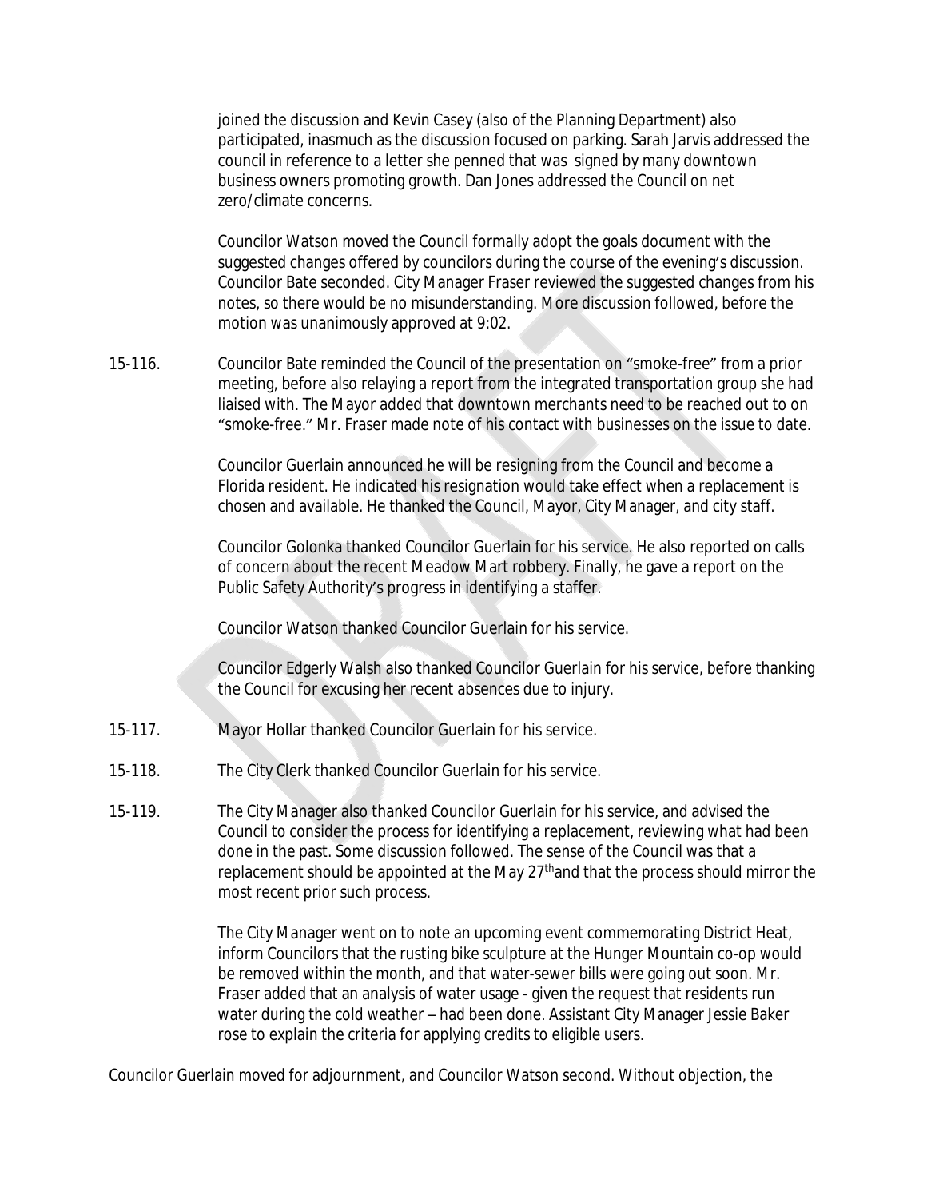joined the discussion and Kevin Casey (also of the Planning Department) also participated, inasmuch as the discussion focused on parking. Sarah Jarvis addressed the council in reference to a letter she penned that was signed by many downtown business owners promoting growth. Dan Jones addressed the Council on net zero/climate concerns.

Councilor Watson moved the Council formally adopt the goals document with the suggested changes offered by councilors during the course of the evening's discussion. Councilor Bate seconded. City Manager Fraser reviewed the suggested changes from his notes, so there would be no misunderstanding. More discussion followed, before the motion was unanimously approved at 9:02.

15-116. Councilor Bate reminded the Council of the presentation on "smoke-free" from a prior meeting, before also relaying a report from the integrated transportation group she had liaised with. The Mayor added that downtown merchants need to be reached out to on "smoke-free." Mr. Fraser made note of his contact with businesses on the issue to date.

Councilor Guerlain announced he will be resigning from the Council and become a Florida resident. He indicated his resignation would take effect when a replacement is chosen and available. He thanked the Council, Mayor, City Manager, and city staff.

Councilor Golonka thanked Councilor Guerlain for his service. He also reported on calls of concern about the recent Meadow Mart robbery. Finally, he gave a report on the Public Safety Authority's progress in identifying a staffer.

Councilor Watson thanked Councilor Guerlain for his service.

Councilor Edgerly Walsh also thanked Councilor Guerlain for his service, before thanking the Council for excusing her recent absences due to injury.

15-117. Mayor Hollar thanked Councilor Guerlain for his service.

15-118. The City Clerk thanked Councilor Guerlain for his service.

15-119. The City Manager also thanked Councilor Guerlain for his service, and advised the Council to consider the process for identifying a replacement, reviewing what had been done in the past. Some discussion followed. The sense of the Council was that a replacement should be appointed at the May 27th and that the process should mirror the most recent prior such process.

The City Manager went on to note an upcoming event commemorating District Heat, inform Councilors that the rusting bike sculpture at the Hunger Mountain co-op would be removed within the month, and that water-sewer bills were going out soon. Mr. Fraser added that an analysis of water usage - given the request that residents run water during the cold weather – had been done. Assistant City Manager Jessie Baker rose to explain the criteria for applying credits to eligible users.

Councilor Guerlain moved for adjournment, and Councilor Watson second. Without objection, the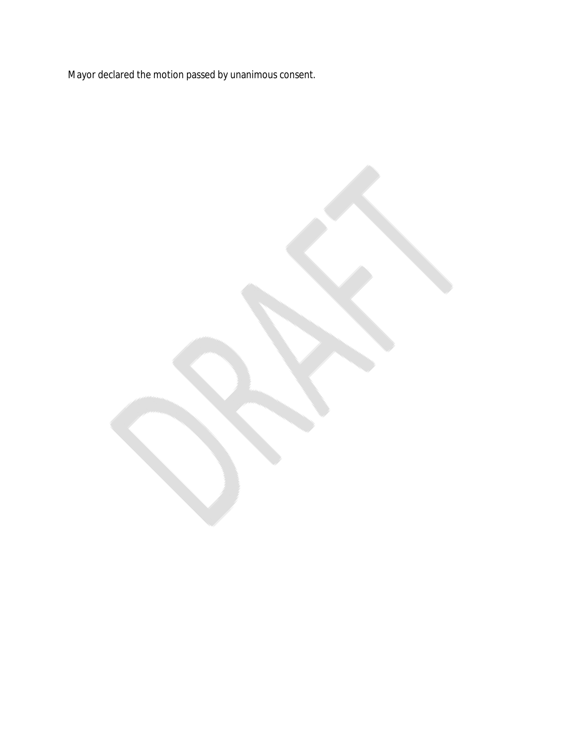Mayor declared the motion passed by unanimous consent.